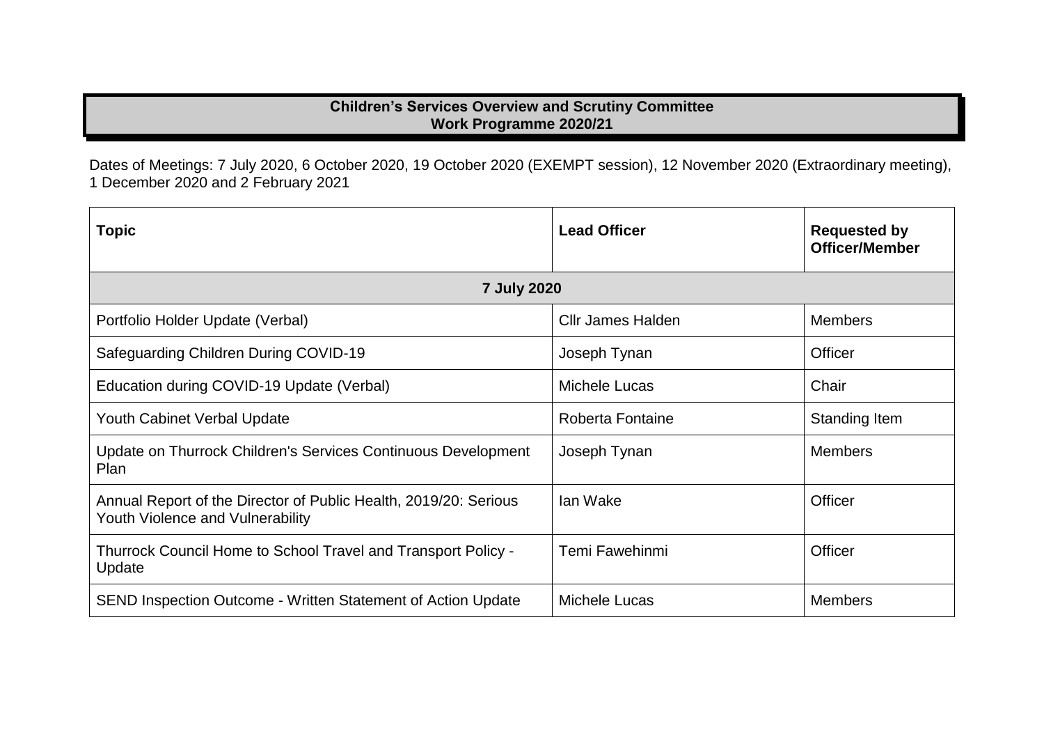# Children's Services Overview and Scrutiny Committee
## Work Programme 2020/21

Dates of Meetings: 7 July 2020, 6 October 2020, 19 October 2020 (EXEMPT session), 12 November 2020 (Extraordinary meeting), 1 December 2020 and 2 February 2021

| Topic | Lead Officer | Requested by Officer/Member |
|---|---|---|
| **7 July 2020** | | |
| Portfolio Holder Update (Verbal) | Cllr James Halden | Members |
| Safeguarding Children During COVID-19 | Joseph Tynan | Officer |
| Education during COVID-19 Update (Verbal) | Michele Lucas | Chair |
| Youth Cabinet Verbal Update | Roberta Fontaine | Standing Item |
| Update on Thurrock Children's Services Continuous Development Plan | Joseph Tynan | Members |
| Annual Report of the Director of Public Health, 2019/20: Serious Youth Violence and Vulnerability | Ian Wake | Officer |
| Thurrock Council Home to School Travel and Transport Policy - Update | Temi Fawehinmi | Officer |
| SEND Inspection Outcome - Written Statement of Action Update | Michele Lucas | Members |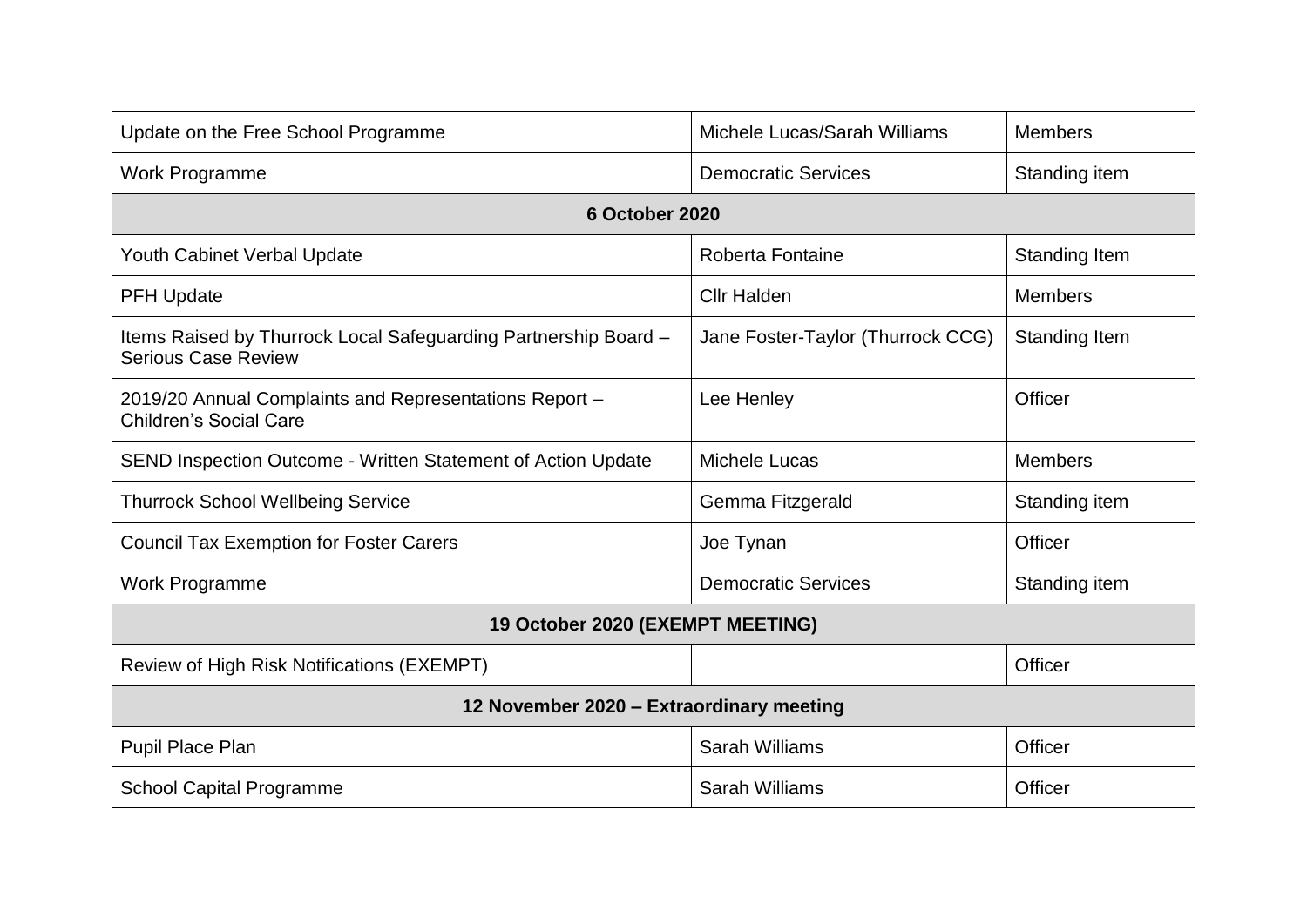| Update on the Free School Programme | Michele Lucas/Sarah Williams | Members |
|---|---|---|
| Work Programme | Democratic Services | Standing item |
| **6 October 2020** | | |
| Youth Cabinet Verbal Update | Roberta Fontaine | Standing Item |
| PFH Update | Cllr Halden | Members |
| Items Raised by Thurrock Local Safeguarding Partnership Board – Serious Case Review | Jane Foster-Taylor (Thurrock CCG) | Standing Item |
| 2019/20 Annual Complaints and Representations Report – Children's Social Care | Lee Henley | Officer |
| SEND Inspection Outcome - Written Statement of Action Update | Michele Lucas | Members |
| Thurrock School Wellbeing Service | Gemma Fitzgerald | Standing item |
| Council Tax Exemption for Foster Carers | Joe Tynan | Officer |
| Work Programme | Democratic Services | Standing item |
| **19 October 2020 (EXEMPT MEETING)** | | |
| Review of High Risk Notifications (EXEMPT) | | Officer |
| **12 November 2020 – Extraordinary meeting** | | |
| Pupil Place Plan | Sarah Williams | Officer |
| School Capital Programme | Sarah Williams | Officer |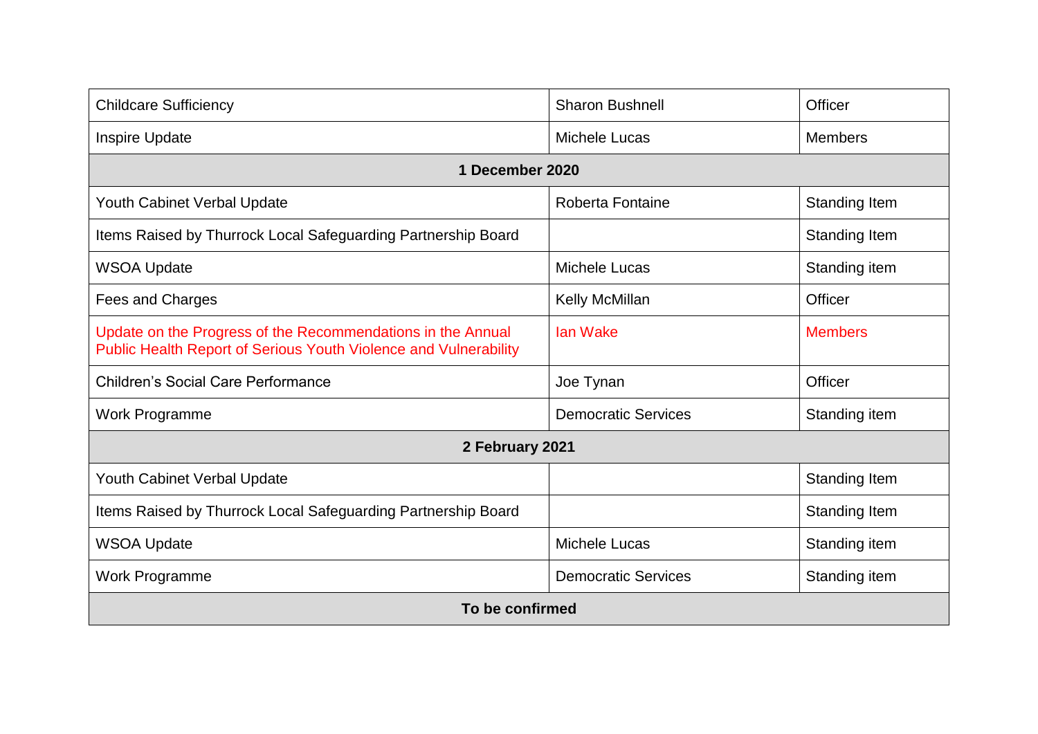| | | |
|---|---|---|
| Childcare Sufficiency | Sharon Bushnell | Officer |
| Inspire Update | Michele Lucas | Members |
| **1 December 2020** | | |
| Youth Cabinet Verbal Update | Roberta Fontaine | Standing Item |
| Items Raised by Thurrock Local Safeguarding Partnership Board | | Standing Item |
| WSOA Update | Michele Lucas | Standing item |
| Fees and Charges | Kelly McMillan | Officer |
| Update on the Progress of the Recommendations in the Annual Public Health Report of Serious Youth Violence and Vulnerability | Ian Wake | Members |
| Children's Social Care Performance | Joe Tynan | Officer |
| Work Programme | Democratic Services | Standing item |
| **2 February 2021** | | |
| Youth Cabinet Verbal Update | | Standing Item |
| Items Raised by Thurrock Local Safeguarding Partnership Board | | Standing Item |
| WSOA Update | Michele Lucas | Standing item |
| Work Programme | Democratic Services | Standing item |
| **To be confirmed** | | |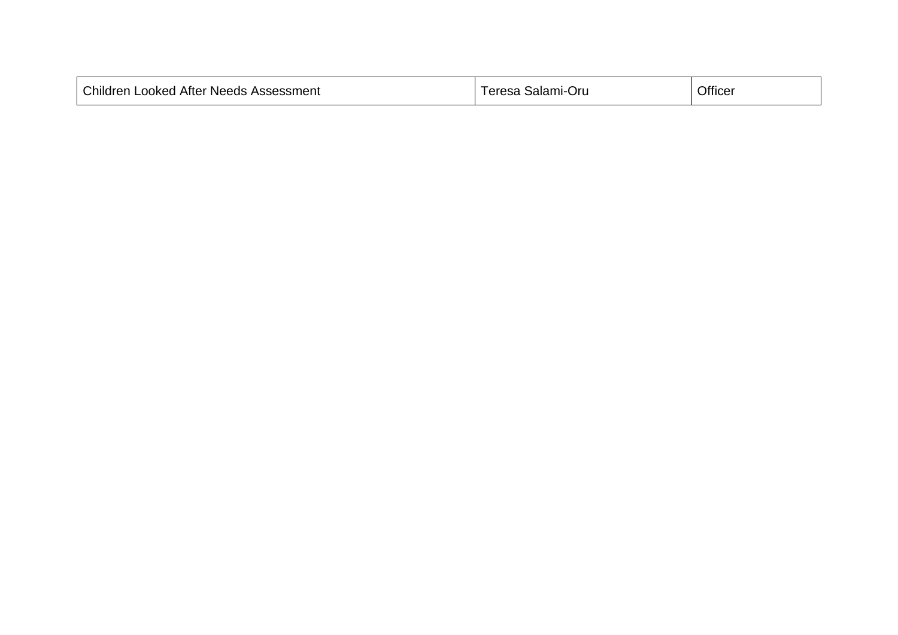| | | |
|---|---|---|
| Children Looked After Needs Assessment | Teresa Salami-Oru | Officer |